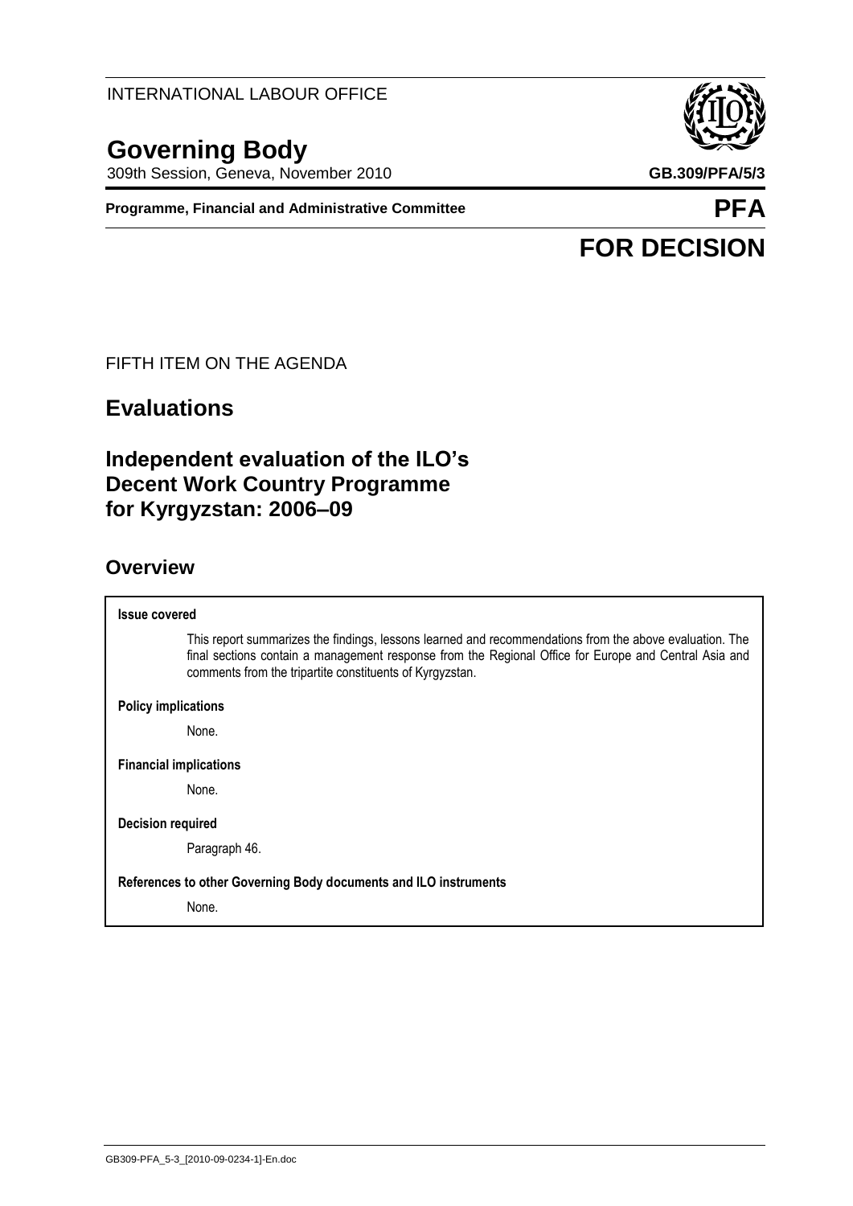INTERNATIONAL LABOUR OFFICE

# Governing Body

309th Session, Geneva, November 2010 **GB.309/PFA/5/3**

**Programme, Financial and Administrative Committee** **PFA**

# FOR DECISION

FIFTH ITEM ON THE AGENDA

## Evaluations

## Independent evaluation of the ILO's Decent Work Country Programme for Kyrgyzstan: 2006–09

## Overview

**Issue covered**

This report summarizes the findings, lessons learned and recommendations from the above evaluation. The final sections contain a management response from the Regional Office for Europe and Central Asia and comments from the tripartite constituents of Kyrgyzstan.

**Policy implications**

None.

**Financial implications**

None.

**Decision required**

Paragraph 46.

**References to other Governing Body documents and ILO instruments**

None.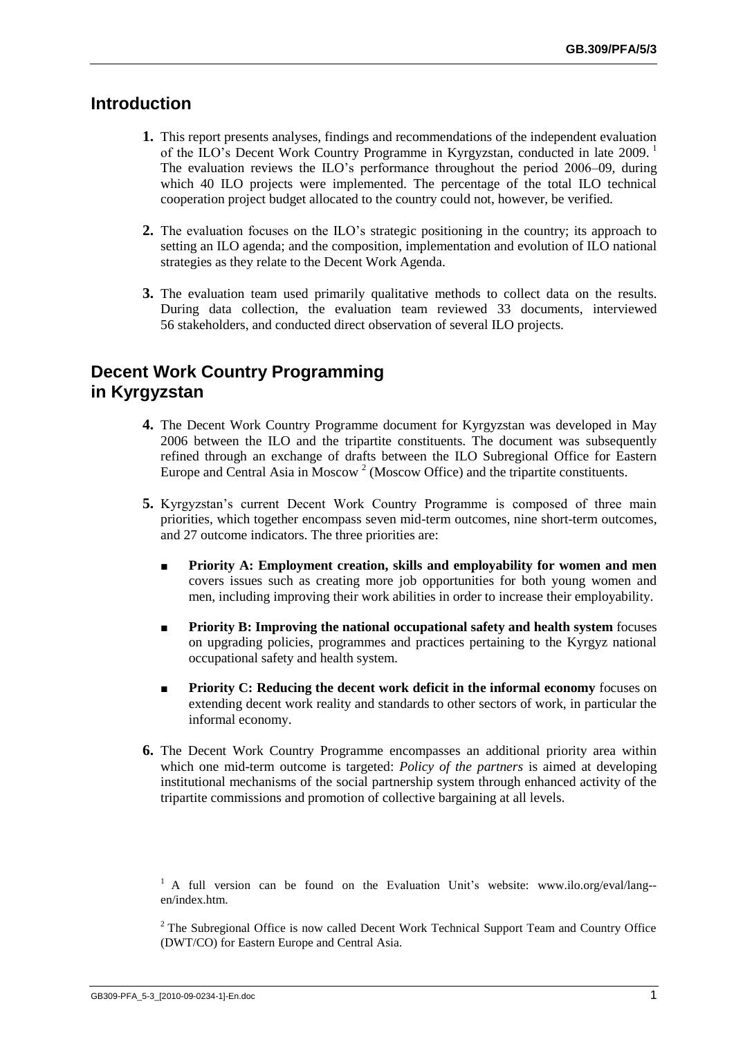## Introduction

**1.** This report presents analyses, findings and recommendations of the independent evaluation of the ILO's Decent Work Country Programme in Kyrgyzstan, conducted in late 2009. [1] The evaluation reviews the ILO's performance throughout the period 2006–09, during which 40 ILO projects were implemented. The percentage of the total ILO technical cooperation project budget allocated to the country could not, however, be verified.

**2.** The evaluation focuses on the ILO's strategic positioning in the country; its approach to setting an ILO agenda; and the composition, implementation and evolution of ILO national strategies as they relate to the Decent Work Agenda.

**3.** The evaluation team used primarily qualitative methods to collect data on the results. During data collection, the evaluation team reviewed 33 documents, interviewed 56 stakeholders, and conducted direct observation of several ILO projects.

## Decent Work Country Programming in Kyrgyzstan

**4.** The Decent Work Country Programme document for Kyrgyzstan was developed in May 2006 between the ILO and the tripartite constituents. The document was subsequently refined through an exchange of drafts between the ILO Subregional Office for Eastern Europe and Central Asia in Moscow [2] (Moscow Office) and the tripartite constituents.

**5.** Kyrgyzstan's current Decent Work Country Programme is composed of three main priorities, which together encompass seven mid-term outcomes, nine short-term outcomes, and 27 outcome indicators. The three priorities are:

- **Priority A: Employment creation, skills and employability for women and men** covers issues such as creating more job opportunities for both young women and men, including improving their work abilities in order to increase their employability.
- **Priority B: Improving the national occupational safety and health system** focuses on upgrading policies, programmes and practices pertaining to the Kyrgyz national occupational safety and health system.
- **Priority C: Reducing the decent work deficit in the informal economy** focuses on extending decent work reality and standards to other sectors of work, in particular the informal economy.

**6.** The Decent Work Country Programme encompasses an additional priority area within which one mid-term outcome is targeted: *Policy of the partners* is aimed at developing institutional mechanisms of the social partnership system through enhanced activity of the tripartite commissions and promotion of collective bargaining at all levels.

---

[1] A full version can be found on the Evaluation Unit's website: www.ilo.org/eval/lang--en/index.htm.

[2] The Subregional Office is now called Decent Work Technical Support Team and Country Office (DWT/CO) for Eastern Europe and Central Asia.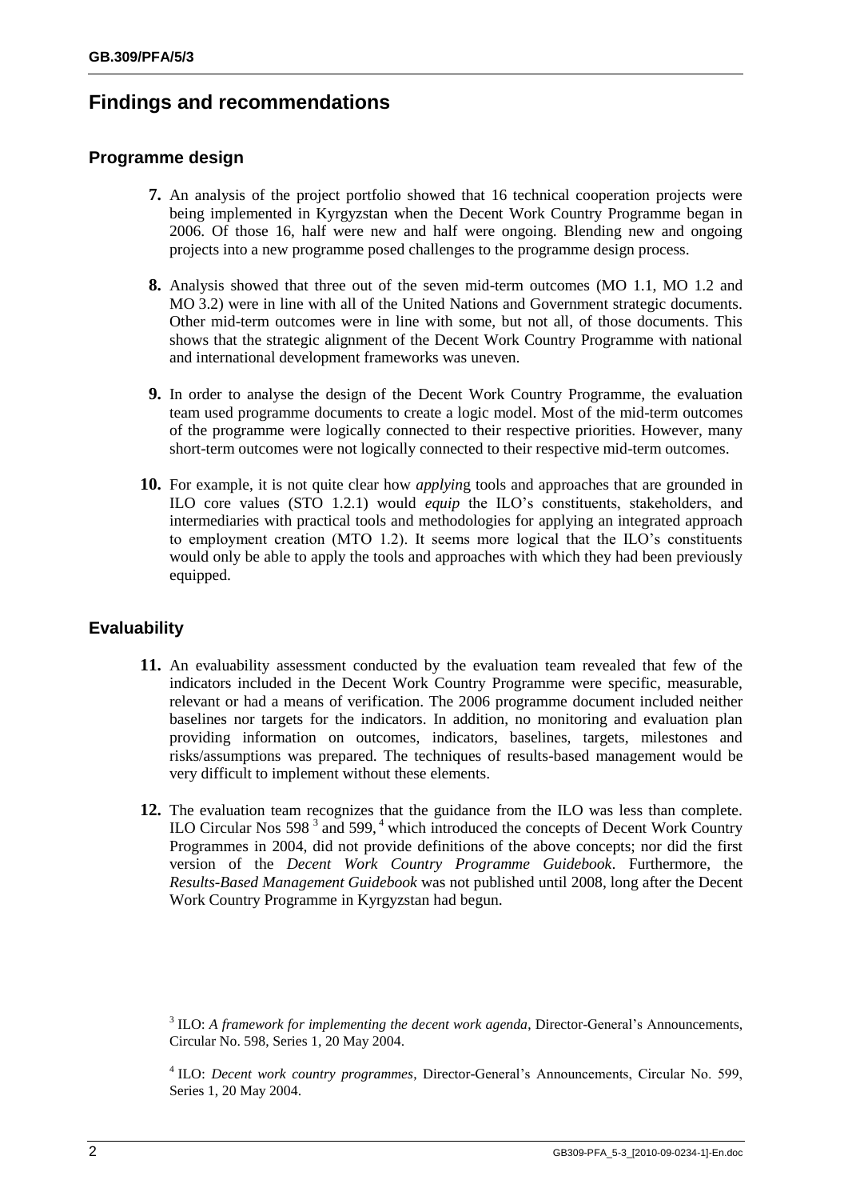## Findings and recommendations

### Programme design

**7.** An analysis of the project portfolio showed that 16 technical cooperation projects were being implemented in Kyrgyzstan when the Decent Work Country Programme began in 2006. Of those 16, half were new and half were ongoing. Blending new and ongoing projects into a new programme posed challenges to the programme design process.

**8.** Analysis showed that three out of the seven mid-term outcomes (MO 1.1, MO 1.2 and MO 3.2) were in line with all of the United Nations and Government strategic documents. Other mid-term outcomes were in line with some, but not all, of those documents. This shows that the strategic alignment of the Decent Work Country Programme with national and international development frameworks was uneven.

**9.** In order to analyse the design of the Decent Work Country Programme, the evaluation team used programme documents to create a logic model. Most of the mid-term outcomes of the programme were logically connected to their respective priorities. However, many short-term outcomes were not logically connected to their respective mid-term outcomes.

**10.** For example, it is not quite clear how *applyin*g tools and approaches that are grounded in ILO core values (STO 1.2.1) would *equip* the ILO's constituents, stakeholders, and intermediaries with practical tools and methodologies for applying an integrated approach to employment creation (MTO 1.2). It seems more logical that the ILO's constituents would only be able to apply the tools and approaches with which they had been previously equipped.

### Evaluability

**11.** An evaluability assessment conducted by the evaluation team revealed that few of the indicators included in the Decent Work Country Programme were specific, measurable, relevant or had a means of verification. The 2006 programme document included neither baselines nor targets for the indicators. In addition, no monitoring and evaluation plan providing information on outcomes, indicators, baselines, targets, milestones and risks/assumptions was prepared. The techniques of results-based management would be very difficult to implement without these elements.

**12.** The evaluation team recognizes that the guidance from the ILO was less than complete. ILO Circular Nos 598 [3] and 599, [4] which introduced the concepts of Decent Work Country Programmes in 2004, did not provide definitions of the above concepts; nor did the first version of the *Decent Work Country Programme Guidebook*. Furthermore, the *Results-Based Management Guidebook* was not published until 2008, long after the Decent Work Country Programme in Kyrgyzstan had begun.

[3] ILO: *A framework for implementing the decent work agenda*, Director-General's Announcements, Circular No. 598, Series 1, 20 May 2004.

[4] ILO: *Decent work country programmes*, Director-General's Announcements, Circular No. 599, Series 1, 20 May 2004.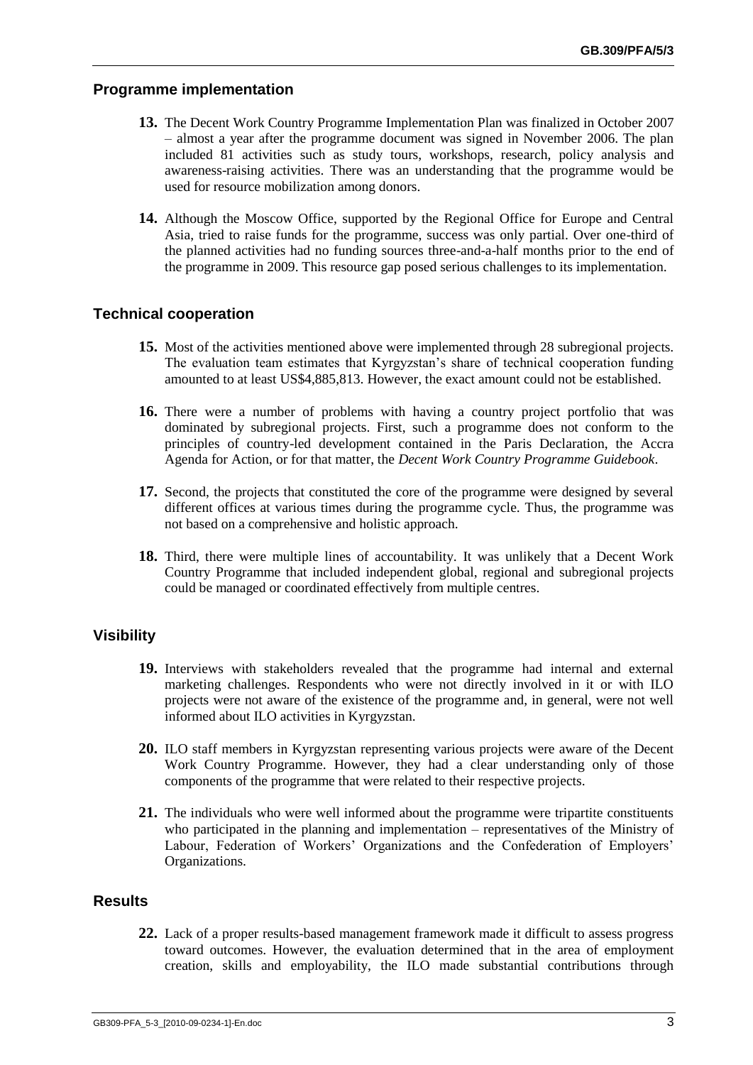## Programme implementation

**13.** The Decent Work Country Programme Implementation Plan was finalized in October 2007 – almost a year after the programme document was signed in November 2006. The plan included 81 activities such as study tours, workshops, research, policy analysis and awareness-raising activities. There was an understanding that the programme would be used for resource mobilization among donors.

**14.** Although the Moscow Office, supported by the Regional Office for Europe and Central Asia, tried to raise funds for the programme, success was only partial. Over one-third of the planned activities had no funding sources three-and-a-half months prior to the end of the programme in 2009. This resource gap posed serious challenges to its implementation.

## Technical cooperation

**15.** Most of the activities mentioned above were implemented through 28 subregional projects. The evaluation team estimates that Kyrgyzstan's share of technical cooperation funding amounted to at least US$4,885,813. However, the exact amount could not be established.

**16.** There were a number of problems with having a country project portfolio that was dominated by subregional projects. First, such a programme does not conform to the principles of country-led development contained in the Paris Declaration, the Accra Agenda for Action, or for that matter, the *Decent Work Country Programme Guidebook*.

**17.** Second, the projects that constituted the core of the programme were designed by several different offices at various times during the programme cycle. Thus, the programme was not based on a comprehensive and holistic approach.

**18.** Third, there were multiple lines of accountability. It was unlikely that a Decent Work Country Programme that included independent global, regional and subregional projects could be managed or coordinated effectively from multiple centres.

## Visibility

**19.** Interviews with stakeholders revealed that the programme had internal and external marketing challenges. Respondents who were not directly involved in it or with ILO projects were not aware of the existence of the programme and, in general, were not well informed about ILO activities in Kyrgyzstan.

**20.** ILO staff members in Kyrgyzstan representing various projects were aware of the Decent Work Country Programme. However, they had a clear understanding only of those components of the programme that were related to their respective projects.

**21.** The individuals who were well informed about the programme were tripartite constituents who participated in the planning and implementation – representatives of the Ministry of Labour, Federation of Workers' Organizations and the Confederation of Employers' Organizations.

## Results

**22.** Lack of a proper results-based management framework made it difficult to assess progress toward outcomes. However, the evaluation determined that in the area of employment creation, skills and employability, the ILO made substantial contributions through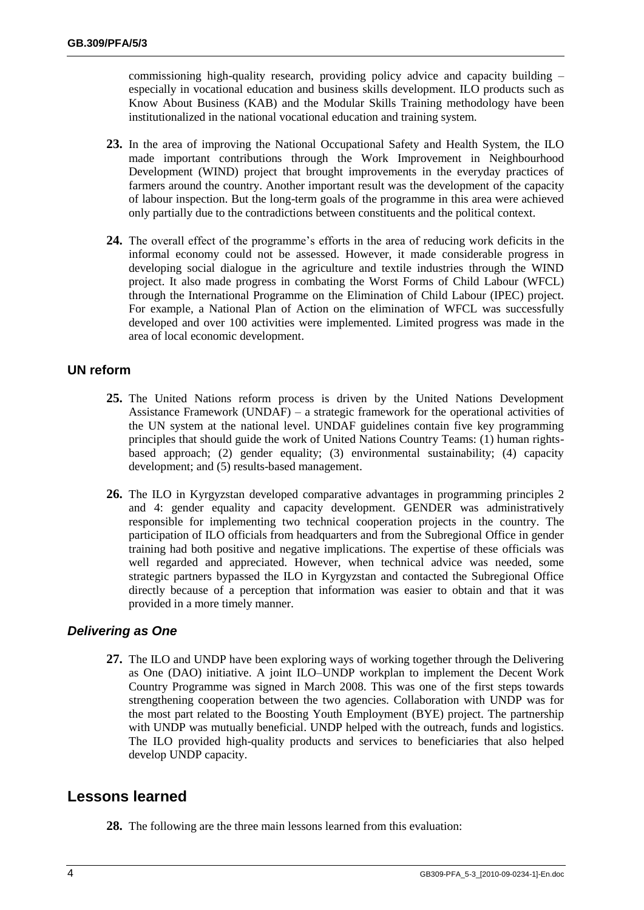commissioning high-quality research, providing policy advice and capacity building – especially in vocational education and business skills development. ILO products such as Know About Business (KAB) and the Modular Skills Training methodology have been institutionalized in the national vocational education and training system.

**23.** In the area of improving the National Occupational Safety and Health System, the ILO made important contributions through the Work Improvement in Neighbourhood Development (WIND) project that brought improvements in the everyday practices of farmers around the country. Another important result was the development of the capacity of labour inspection. But the long-term goals of the programme in this area were achieved only partially due to the contradictions between constituents and the political context.

**24.** The overall effect of the programme's efforts in the area of reducing work deficits in the informal economy could not be assessed. However, it made considerable progress in developing social dialogue in the agriculture and textile industries through the WIND project. It also made progress in combating the Worst Forms of Child Labour (WFCL) through the International Programme on the Elimination of Child Labour (IPEC) project. For example, a National Plan of Action on the elimination of WFCL was successfully developed and over 100 activities were implemented. Limited progress was made in the area of local economic development.

### UN reform

**25.** The United Nations reform process is driven by the United Nations Development Assistance Framework (UNDAF) – a strategic framework for the operational activities of the UN system at the national level. UNDAF guidelines contain five key programming principles that should guide the work of United Nations Country Teams: (1) human rights-based approach; (2) gender equality; (3) environmental sustainability; (4) capacity development; and (5) results-based management.

**26.** The ILO in Kyrgyzstan developed comparative advantages in programming principles 2 and 4: gender equality and capacity development. GENDER was administratively responsible for implementing two technical cooperation projects in the country. The participation of ILO officials from headquarters and from the Subregional Office in gender training had both positive and negative implications. The expertise of these officials was well regarded and appreciated. However, when technical advice was needed, some strategic partners bypassed the ILO in Kyrgyzstan and contacted the Subregional Office directly because of a perception that information was easier to obtain and that it was provided in a more timely manner.

### *Delivering as One*

**27.** The ILO and UNDP have been exploring ways of working together through the Delivering as One (DAO) initiative. A joint ILO–UNDP workplan to implement the Decent Work Country Programme was signed in March 2008. This was one of the first steps towards strengthening cooperation between the two agencies. Collaboration with UNDP was for the most part related to the Boosting Youth Employment (BYE) project. The partnership with UNDP was mutually beneficial. UNDP helped with the outreach, funds and logistics. The ILO provided high-quality products and services to beneficiaries that also helped develop UNDP capacity.

## Lessons learned

**28.** The following are the three main lessons learned from this evaluation: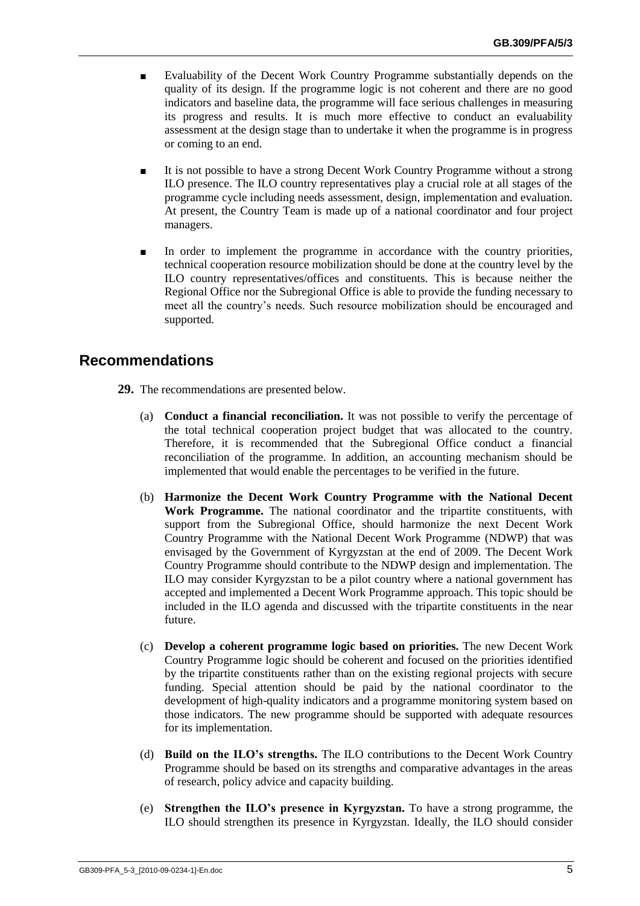- Evaluability of the Decent Work Country Programme substantially depends on the quality of its design. If the programme logic is not coherent and there are no good indicators and baseline data, the programme will face serious challenges in measuring its progress and results. It is much more effective to conduct an evaluability assessment at the design stage than to undertake it when the programme is in progress or coming to an end.

- It is not possible to have a strong Decent Work Country Programme without a strong ILO presence. The ILO country representatives play a crucial role at all stages of the programme cycle including needs assessment, design, implementation and evaluation. At present, the Country Team is made up of a national coordinator and four project managers.

- In order to implement the programme in accordance with the country priorities, technical cooperation resource mobilization should be done at the country level by the ILO country representatives/offices and constituents. This is because neither the Regional Office nor the Subregional Office is able to provide the funding necessary to meet all the country's needs. Such resource mobilization should be encouraged and supported.

## Recommendations

**29.** The recommendations are presented below.

(a) **Conduct a financial reconciliation.** It was not possible to verify the percentage of the total technical cooperation project budget that was allocated to the country. Therefore, it is recommended that the Subregional Office conduct a financial reconciliation of the programme. In addition, an accounting mechanism should be implemented that would enable the percentages to be verified in the future.

(b) **Harmonize the Decent Work Country Programme with the National Decent Work Programme.** The national coordinator and the tripartite constituents, with support from the Subregional Office, should harmonize the next Decent Work Country Programme with the National Decent Work Programme (NDWP) that was envisaged by the Government of Kyrgyzstan at the end of 2009. The Decent Work Country Programme should contribute to the NDWP design and implementation. The ILO may consider Kyrgyzstan to be a pilot country where a national government has accepted and implemented a Decent Work Programme approach. This topic should be included in the ILO agenda and discussed with the tripartite constituents in the near future.

(c) **Develop a coherent programme logic based on priorities.** The new Decent Work Country Programme logic should be coherent and focused on the priorities identified by the tripartite constituents rather than on the existing regional projects with secure funding. Special attention should be paid by the national coordinator to the development of high-quality indicators and a programme monitoring system based on those indicators. The new programme should be supported with adequate resources for its implementation.

(d) **Build on the ILO's strengths.** The ILO contributions to the Decent Work Country Programme should be based on its strengths and comparative advantages in the areas of research, policy advice and capacity building.

(e) **Strengthen the ILO's presence in Kyrgyzstan.** To have a strong programme, the ILO should strengthen its presence in Kyrgyzstan. Ideally, the ILO should consider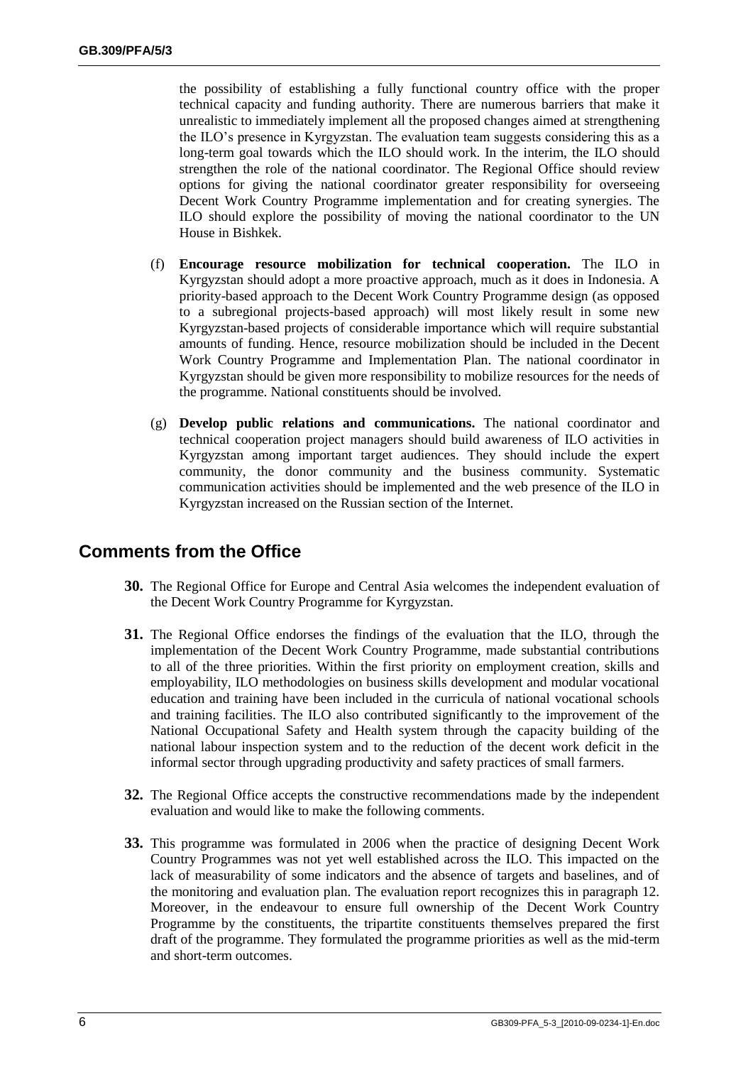the possibility of establishing a fully functional country office with the proper technical capacity and funding authority. There are numerous barriers that make it unrealistic to immediately implement all the proposed changes aimed at strengthening the ILO's presence in Kyrgyzstan. The evaluation team suggests considering this as a long-term goal towards which the ILO should work. In the interim, the ILO should strengthen the role of the national coordinator. The Regional Office should review options for giving the national coordinator greater responsibility for overseeing Decent Work Country Programme implementation and for creating synergies. The ILO should explore the possibility of moving the national coordinator to the UN House in Bishkek.

(f) **Encourage resource mobilization for technical cooperation.** The ILO in Kyrgyzstan should adopt a more proactive approach, much as it does in Indonesia. A priority-based approach to the Decent Work Country Programme design (as opposed to a subregional projects-based approach) will most likely result in some new Kyrgyzstan-based projects of considerable importance which will require substantial amounts of funding. Hence, resource mobilization should be included in the Decent Work Country Programme and Implementation Plan. The national coordinator in Kyrgyzstan should be given more responsibility to mobilize resources for the needs of the programme. National constituents should be involved.

(g) **Develop public relations and communications.** The national coordinator and technical cooperation project managers should build awareness of ILO activities in Kyrgyzstan among important target audiences. They should include the expert community, the donor community and the business community. Systematic communication activities should be implemented and the web presence of the ILO in Kyrgyzstan increased on the Russian section of the Internet.

## Comments from the Office

**30.** The Regional Office for Europe and Central Asia welcomes the independent evaluation of the Decent Work Country Programme for Kyrgyzstan.

**31.** The Regional Office endorses the findings of the evaluation that the ILO, through the implementation of the Decent Work Country Programme, made substantial contributions to all of the three priorities. Within the first priority on employment creation, skills and employability, ILO methodologies on business skills development and modular vocational education and training have been included in the curricula of national vocational schools and training facilities. The ILO also contributed significantly to the improvement of the National Occupational Safety and Health system through the capacity building of the national labour inspection system and to the reduction of the decent work deficit in the informal sector through upgrading productivity and safety practices of small farmers.

**32.** The Regional Office accepts the constructive recommendations made by the independent evaluation and would like to make the following comments.

**33.** This programme was formulated in 2006 when the practice of designing Decent Work Country Programmes was not yet well established across the ILO. This impacted on the lack of measurability of some indicators and the absence of targets and baselines, and of the monitoring and evaluation plan. The evaluation report recognizes this in paragraph 12. Moreover, in the endeavour to ensure full ownership of the Decent Work Country Programme by the constituents, the tripartite constituents themselves prepared the first draft of the programme. They formulated the programme priorities as well as the mid-term and short-term outcomes.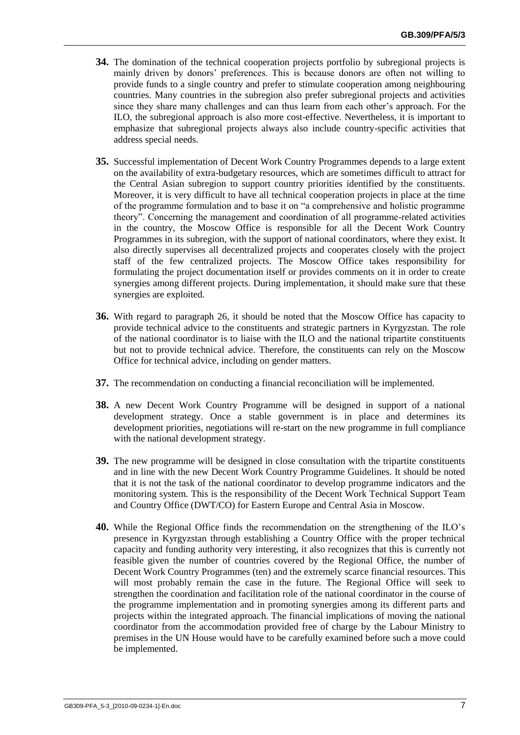**34.** The domination of the technical cooperation projects portfolio by subregional projects is mainly driven by donors' preferences. This is because donors are often not willing to provide funds to a single country and prefer to stimulate cooperation among neighbouring countries. Many countries in the subregion also prefer subregional projects and activities since they share many challenges and can thus learn from each other's approach. For the ILO, the subregional approach is also more cost-effective. Nevertheless, it is important to emphasize that subregional projects always also include country-specific activities that address special needs.

**35.** Successful implementation of Decent Work Country Programmes depends to a large extent on the availability of extra-budgetary resources, which are sometimes difficult to attract for the Central Asian subregion to support country priorities identified by the constituents. Moreover, it is very difficult to have all technical cooperation projects in place at the time of the programme formulation and to base it on "a comprehensive and holistic programme theory". Concerning the management and coordination of all programme-related activities in the country, the Moscow Office is responsible for all the Decent Work Country Programmes in its subregion, with the support of national coordinators, where they exist. It also directly supervises all decentralized projects and cooperates closely with the project staff of the few centralized projects. The Moscow Office takes responsibility for formulating the project documentation itself or provides comments on it in order to create synergies among different projects. During implementation, it should make sure that these synergies are exploited.

**36.** With regard to paragraph 26, it should be noted that the Moscow Office has capacity to provide technical advice to the constituents and strategic partners in Kyrgyzstan. The role of the national coordinator is to liaise with the ILO and the national tripartite constituents but not to provide technical advice. Therefore, the constituents can rely on the Moscow Office for technical advice, including on gender matters.

**37.** The recommendation on conducting a financial reconciliation will be implemented.

**38.** A new Decent Work Country Programme will be designed in support of a national development strategy. Once a stable government is in place and determines its development priorities, negotiations will re-start on the new programme in full compliance with the national development strategy.

**39.** The new programme will be designed in close consultation with the tripartite constituents and in line with the new Decent Work Country Programme Guidelines. It should be noted that it is not the task of the national coordinator to develop programme indicators and the monitoring system. This is the responsibility of the Decent Work Technical Support Team and Country Office (DWT/CO) for Eastern Europe and Central Asia in Moscow.

**40.** While the Regional Office finds the recommendation on the strengthening of the ILO's presence in Kyrgyzstan through establishing a Country Office with the proper technical capacity and funding authority very interesting, it also recognizes that this is currently not feasible given the number of countries covered by the Regional Office, the number of Decent Work Country Programmes (ten) and the extremely scarce financial resources. This will most probably remain the case in the future. The Regional Office will seek to strengthen the coordination and facilitation role of the national coordinator in the course of the programme implementation and in promoting synergies among its different parts and projects within the integrated approach. The financial implications of moving the national coordinator from the accommodation provided free of charge by the Labour Ministry to premises in the UN House would have to be carefully examined before such a move could be implemented.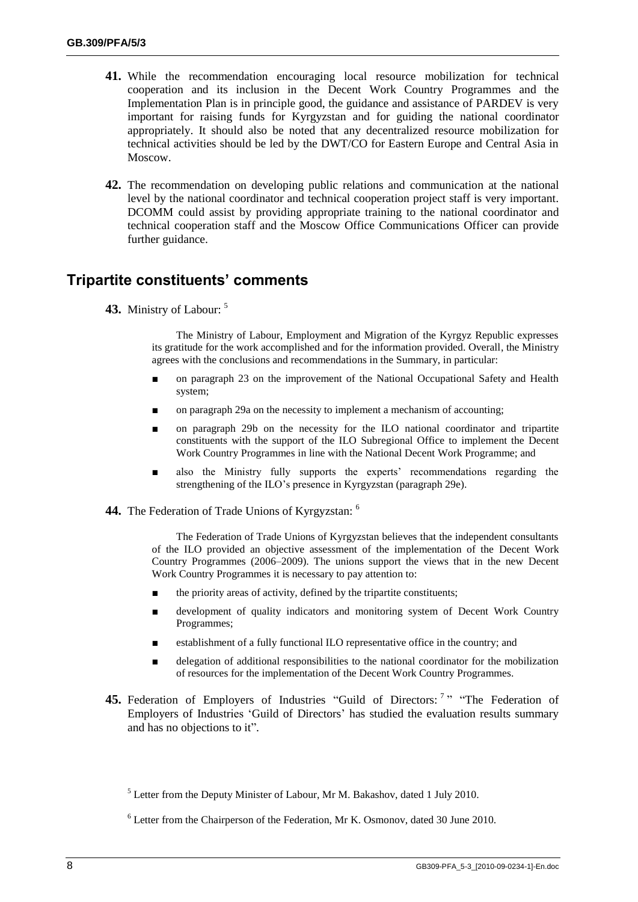**41.** While the recommendation encouraging local resource mobilization for technical cooperation and its inclusion in the Decent Work Country Programmes and the Implementation Plan is in principle good, the guidance and assistance of PARDEV is very important for raising funds for Kyrgyzstan and for guiding the national coordinator appropriately. It should also be noted that any decentralized resource mobilization for technical activities should be led by the DWT/CO for Eastern Europe and Central Asia in Moscow.

**42.** The recommendation on developing public relations and communication at the national level by the national coordinator and technical cooperation project staff is very important. DCOMM could assist by providing appropriate training to the national coordinator and technical cooperation staff and the Moscow Office Communications Officer can provide further guidance.

## Tripartite constituents' comments

**43.** Ministry of Labour: [5]

> The Ministry of Labour, Employment and Migration of the Kyrgyz Republic expresses its gratitude for the work accomplished and for the information provided. Overall, the Ministry agrees with the conclusions and recommendations in the Summary, in particular:
>
> - on paragraph 23 on the improvement of the National Occupational Safety and Health system;
> - on paragraph 29a on the necessity to implement a mechanism of accounting;
> - on paragraph 29b on the necessity for the ILO national coordinator and tripartite constituents with the support of the ILO Subregional Office to implement the Decent Work Country Programmes in line with the National Decent Work Programme; and
> - also the Ministry fully supports the experts' recommendations regarding the strengthening of the ILO's presence in Kyrgyzstan (paragraph 29e).

**44.** The Federation of Trade Unions of Kyrgyzstan: [6]

> The Federation of Trade Unions of Kyrgyzstan believes that the independent consultants of the ILO provided an objective assessment of the implementation of the Decent Work Country Programmes (2006–2009). The unions support the views that in the new Decent Work Country Programmes it is necessary to pay attention to:
>
> - the priority areas of activity, defined by the tripartite constituents;
> - development of quality indicators and monitoring system of Decent Work Country Programmes;
> - establishment of a fully functional ILO representative office in the country; and
> - delegation of additional responsibilities to the national coordinator for the mobilization of resources for the implementation of the Decent Work Country Programmes.

**45.** Federation of Employers of Industries "Guild of Directors: [7]" "The Federation of Employers of Industries 'Guild of Directors' has studied the evaluation results summary and has no objections to it".

[5] Letter from the Deputy Minister of Labour, Mr M. Bakashov, dated 1 July 2010.

[6] Letter from the Chairperson of the Federation, Mr K. Osmonov, dated 30 June 2010.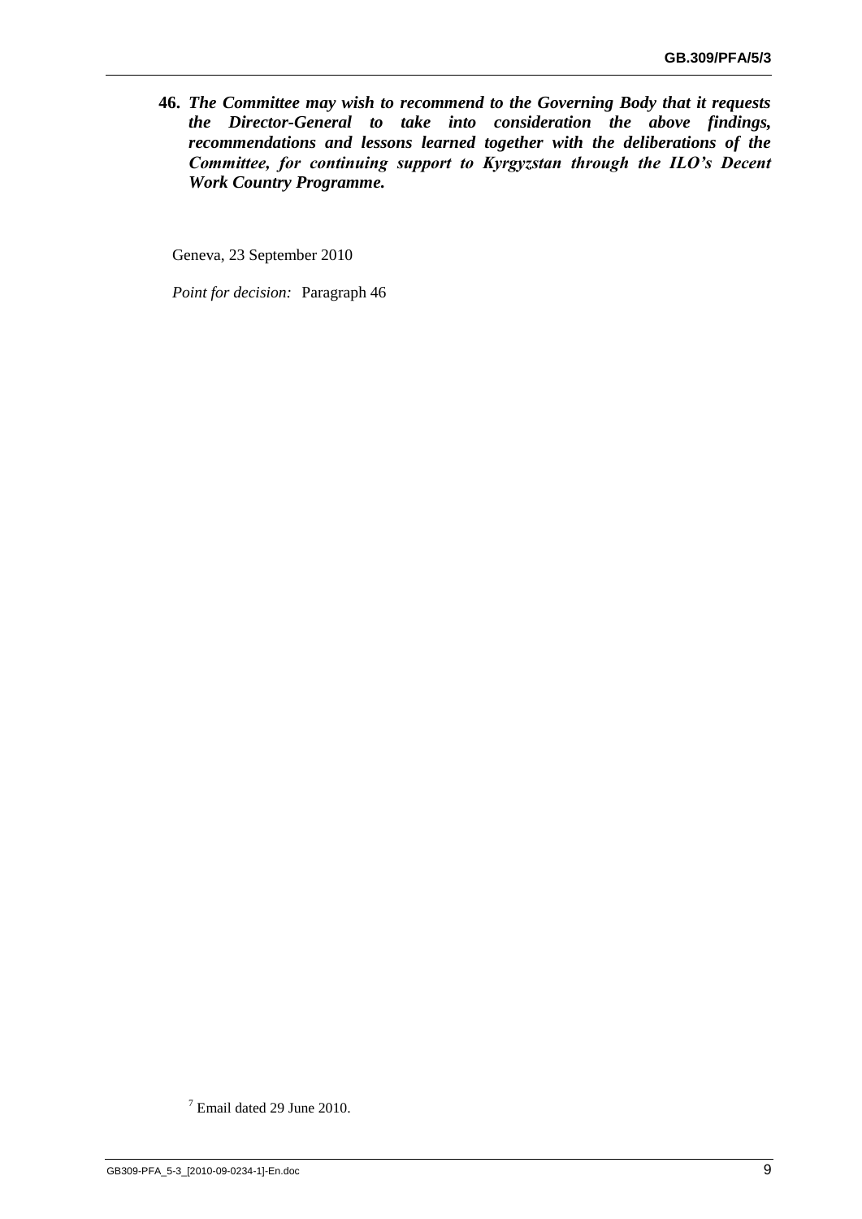**46.** ***The Committee may wish to recommend to the Governing Body that it requests the Director-General to take into consideration the above findings, recommendations and lessons learned together with the deliberations of the Committee, for continuing support to Kyrgyzstan through the ILO's Decent Work Country Programme.***

Geneva, 23 September 2010

*Point for decision:* Paragraph 46

[7] Email dated 29 June 2010.